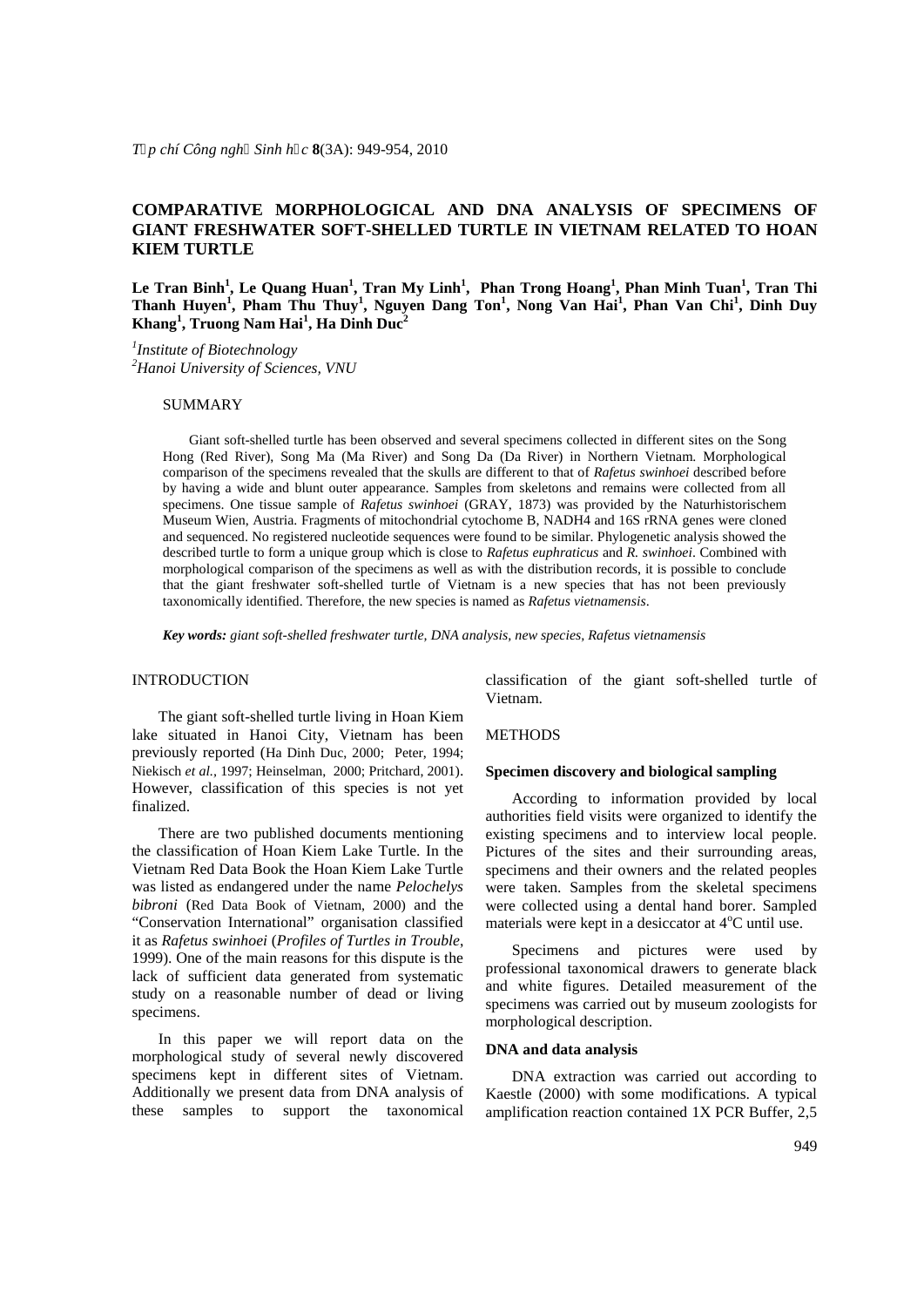# COMPARATIVE MORPHOLOGICAL AND DNA ANALYSIS OF SPECIMENS OF GIANT FRESHWATER SOFT-SHELLED TURTLE IN VIETNAM RELATED TO HOAN KIEM TURTLE

**Le Tran Binh[1], Le Quang Huan[1], Tran My Linh[1], Phan Trong Hoang[1], Phan Minh Tuan[1], Tran Thi Thanh Huyen[1], Pham Thu Thuy[1], Nguyen Dang Ton[1], Nong Van Hai[1], Phan Van Chi[1], Dinh Duy Khang[1], Truong Nam Hai[1], Ha Dinh Duc[2]**

*[1]Institute of Biotechnology*
*[2]Hanoi University of Sciences, VNU*

## SUMMARY

Giant soft-shelled turtle has been observed and several specimens collected in different sites on the Song Hong (Red River), Song Ma (Ma River) and Song Da (Da River) in Northern Vietnam. Morphological comparison of the specimens revealed that the skulls are different to that of *Rafetus swinhoei* described before by having a wide and blunt outer appearance. Samples from skeletons and remains were collected from all specimens. One tissue sample of *Rafetus swinhoei* (GRAY, 1873) was provided by the Naturhistorischem Museum Wien, Austria. Fragments of mitochondrial cytochome B, NADH4 and 16S rRNA genes were cloned and sequenced. No registered nucleotide sequences were found to be similar. Phylogenetic analysis showed the described turtle to form a unique group which is close to *Rafetus euphraticus* and *R. swinhoei*. Combined with morphological comparison of the specimens as well as with the distribution records, it is possible to conclude that the giant freshwater soft-shelled turtle of Vietnam is a new species that has not been previously taxonomically identified. Therefore, the new species is named as *Rafetus vietnamensis*.

***Key words:*** *giant soft-shelled freshwater turtle, DNA analysis, new species, Rafetus vietnamensis*

## INTRODUCTION

The giant soft-shelled turtle living in Hoan Kiem lake situated in Hanoi City, Vietnam has been previously reported (Ha Dinh Duc, 2000; Peter, 1994; Niekisch *et al.*, 1997; Heinselman, 2000; Pritchard, 2001). However, classification of this species is not yet finalized.

There are two published documents mentioning the classification of Hoan Kiem Lake Turtle. In the Vietnam Red Data Book the Hoan Kiem Lake Turtle was listed as endangered under the name *Pelochelys bibroni* (Red Data Book of Vietnam, 2000) and the "Conservation International" organisation classified it as *Rafetus swinhoei* (*Profiles of Turtles in Trouble*, 1999). One of the main reasons for this dispute is the lack of sufficient data generated from systematic study on a reasonable number of dead or living specimens.

In this paper we will report data on the morphological study of several newly discovered specimens kept in different sites of Vietnam. Additionally we present data from DNA analysis of these samples to support the taxonomical classification of the giant soft-shelled turtle of Vietnam.

## METHODS

### Specimen discovery and biological sampling

According to information provided by local authorities field visits were organized to identify the existing specimens and to interview local people. Pictures of the sites and their surrounding areas, specimens and their owners and the related peoples were taken. Samples from the skeletal specimens were collected using a dental hand borer. Sampled materials were kept in a desiccator at $4^oC$ until use.

Specimens and pictures were used by professional taxonomical drawers to generate black and white figures. Detailed measurement of the specimens was carried out by museum zoologists for morphological description.

### DNA and data analysis

DNA extraction was carried out according to Kaestle (2000) with some modifications. A typical amplification reaction contained 1X PCR Buffer, 2,5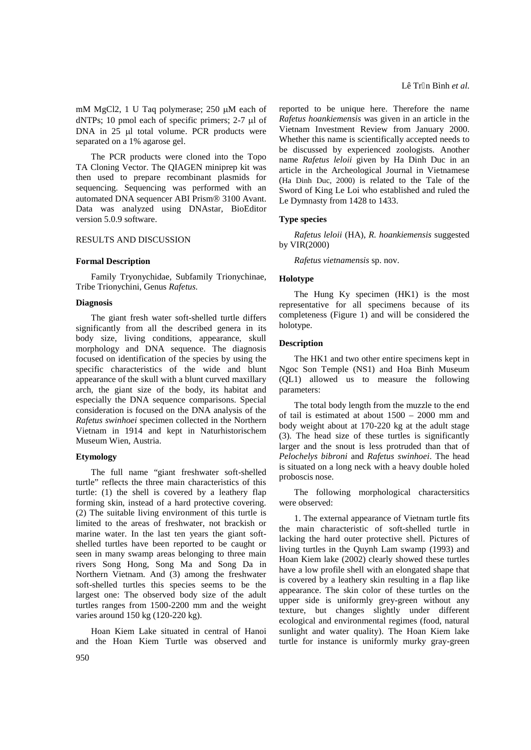mM MgCl2, 1 U Taq polymerase; 250 μM each of dNTPs; 10 pmol each of specific primers; 2-7 μl of DNA in 25 μl total volume. PCR products were separated on a 1% agarose gel.

The PCR products were cloned into the Topo TA Cloning Vector. The QIAGEN miniprep kit was then used to prepare recombinant plasmids for sequencing. Sequencing was performed with an automated DNA sequencer ABI Prism® 3100 Avant. Data was analyzed using DNAstar, BioEditor version 5.0.9 software.

## RESULTS AND DISCUSSION

### Formal Description

Family Tryonychidae, Subfamily Trionychinae, Tribe Trionychini, Genus *Rafetus.*

### Diagnosis

The giant fresh water soft-shelled turtle differs significantly from all the described genera in its body size, living conditions, appearance, skull morphology and DNA sequence. The diagnosis focused on identification of the species by using the specific characteristics of the wide and blunt appearance of the skull with a blunt curved maxillary arch, the giant size of the body, its habitat and especially the DNA sequence comparisons. Special consideration is focused on the DNA analysis of the *Rafetus swinhoei* specimen collected in the Northern Vietnam in 1914 and kept in Naturhistorischem Museum Wien, Austria.

### Etymology

The full name "giant freshwater soft-shelled turtle" reflects the three main characteristics of this turtle: (1) the shell is covered by a leathery flap forming skin, instead of a hard protective covering. (2) The suitable living environment of this turtle is limited to the areas of freshwater, not brackish or marine water. In the last ten years the giant soft-shelled turtles have been reported to be caught or seen in many swamp areas belonging to three main rivers Song Hong, Song Ma and Song Da in Northern Vietnam. And (3) among the freshwater soft-shelled turtles this species seems to be the largest one: The observed body size of the adult turtles ranges from 1500-2200 mm and the weight varies around 150 kg (120-220 kg).

Hoan Kiem Lake situated in central of Hanoi and the Hoan Kiem Turtle was observed and reported to be unique here. Therefore the name *Rafetus hoankiemensis* was given in an article in the Vietnam Investment Review from January 2000. Whether this name is scientifically accepted needs to be discussed by experienced zoologists. Another name *Rafetus leloii* given by Ha Dinh Duc in an article in the Archeological Journal in Vietnamese (Ha Dinh Duc, 2000) is related to the Tale of the Sword of King Le Loi who established and ruled the Le Dymnasty from 1428 to 1433.

### Type species

*Rafetus leloii* (HA), *R. hoankiemensis* suggested by VIR(2000)

*Rafetus vietnamensis* sp. nov.

### Holotype

The Hung Ky specimen (HK1) is the most representative for all specimens because of its completeness (Figure 1) and will be considered the holotype.

### Description

The HK1 and two other entire specimens kept in Ngoc Son Temple (NS1) and Hoa Binh Museum (QL1) allowed us to measure the following parameters:

The total body length from the muzzle to the end of tail is estimated at about 1500 – 2000 mm and body weight about at 170-220 kg at the adult stage (3). The head size of these turtles is significantly larger and the snout is less protruded than that of *Pelochelys bibroni* and *Rafetus swinhoei*. The head is situated on a long neck with a heavy double holed proboscis nose.

The following morphological charactersitics were observed:

1. The external appearance of Vietnam turtle fits the main characteristic of soft-shelled turtle in lacking the hard outer protective shell. Pictures of living turtles in the Quynh Lam swamp (1993) and Hoan Kiem lake (2002) clearly showed these turtles have a low profile shell with an elongated shape that is covered by a leathery skin resulting in a flap like appearance. The skin color of these turtles on the upper side is uniformly grey-green without any texture, but changes slightly under different ecological and environmental regimes (food, natural sunlight and water quality). The Hoan Kiem lake turtle for instance is uniformly murky gray-green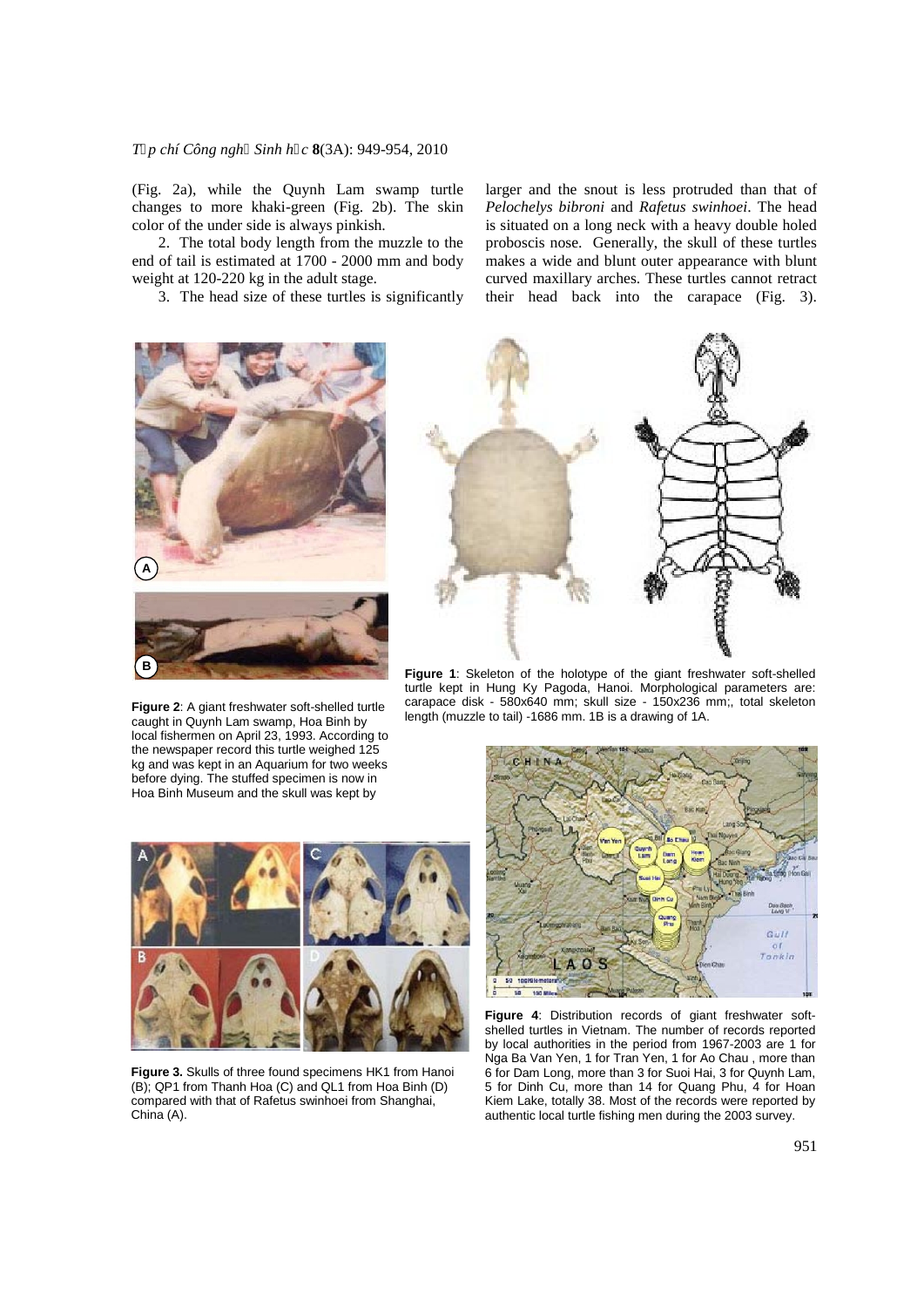(Fig. 2a), while the Quynh Lam swamp turtle changes to more khaki-green (Fig. 2b). The skin color of the under side is always pinkish.

2. The total body length from the muzzle to the end of tail is estimated at 1700 - 2000 mm and body weight at 120-220 kg in the adult stage.

3. The head size of these turtles is significantly larger and the snout is less protruded than that of *Pelochelys bibroni* and *Rafetus swinhoei*. The head is situated on a long neck with a heavy double holed proboscis nose. Generally, the skull of these turtles makes a wide and blunt outer appearance with blunt curved maxillary arches. These turtles cannot retract their head back into the carapace (Fig. 3).

**Figure 1**: Skeleton of the holotype of the giant freshwater soft-shelled turtle kept in Hung Ky Pagoda, Hanoi. Morphological parameters are: carapace disk - 580x640 mm; skull size - 150x236 mm;, total skeleton length (muzzle to tail) -1686 mm. 1B is a drawing of 1A.

**Figure 2**: A giant freshwater soft-shelled turtle caught in Quynh Lam swamp, Hoa Binh by local fishermen on April 23, 1993. According to the newspaper record this turtle weighed 125 kg and was kept in an Aquarium for two weeks before dying. The stuffed specimen is now in Hoa Binh Museum and the skull was kept by

**Figure 3.** Skulls of three found specimens HK1 from Hanoi (B); QP1 from Thanh Hoa (C) and QL1 from Hoa Binh (D) compared with that of Rafetus swinhoei from Shanghai, China (A).

**Figure 4**: Distribution records of giant freshwater soft-shelled turtles in Vietnam. The number of records reported by local authorities in the period from 1967-2003 are 1 for Nga Ba Van Yen, 1 for Tran Yen, 1 for Ao Chau , more than 6 for Dam Long, more than 3 for Suoi Hai, 3 for Quynh Lam, 5 for Dinh Cu, more than 14 for Quang Phu, 4 for Hoan Kiem Lake, totally 38. Most of the records were reported by authentic local turtle fishing men during the 2003 survey.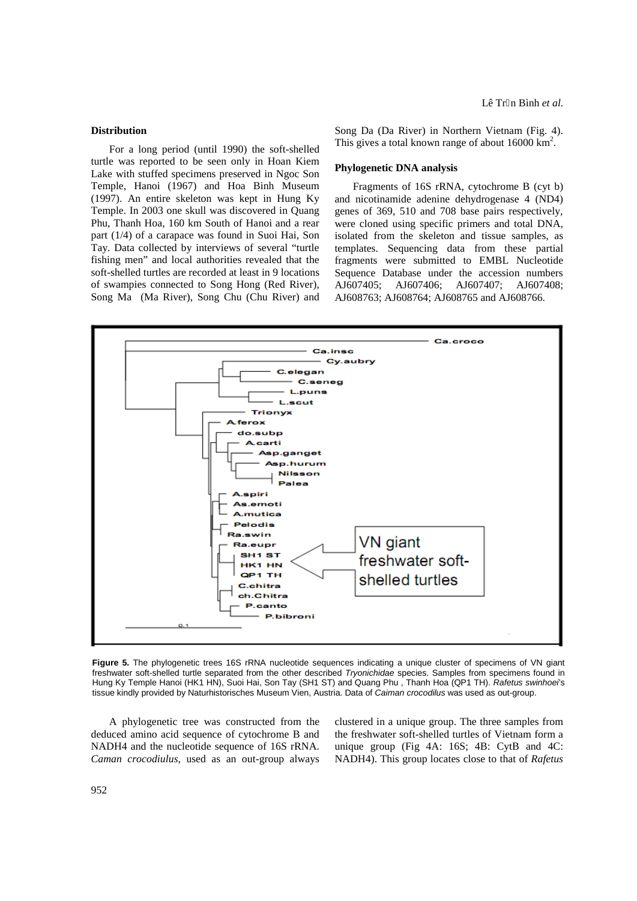### Distribution

For a long period (until 1990) the soft-shelled turtle was reported to be seen only in Hoan Kiem Lake with stuffed specimens preserved in Ngoc Son Temple, Hanoi (1967) and Hoa Binh Museum (1997). An entire skeleton was kept in Hung Ky Temple. In 2003 one skull was discovered in Quang Phu, Thanh Hoa, 160 km South of Hanoi and a rear part (1/4) of a carapace was found in Suoi Hai, Son Tay. Data collected by interviews of several "turtle fishing men" and local authorities revealed that the soft-shelled turtles are recorded at least in 9 locations of swampies connected to Song Hong (Red River), Song Ma (Ma River), Song Chu (Chu River) and Song Da (Da River) in Northern Vietnam (Fig. 4). This gives a total known range of about 16000 $km^2$.

### Phylogenetic DNA analysis

Fragments of 16S rRNA, cytochrome B (cyt b) and nicotinamide adenine dehydrogenase 4 (ND4) genes of 369, 510 and 708 base pairs respectively, were cloned using specific primers and total DNA, isolated from the skeleton and tissue samples, as templates. Sequencing data from these partial fragments were submitted to EMBL Nucleotide Sequence Database under the accession numbers AJ607405; AJ607406; AJ607407; AJ607408; AJ608763; AJ608764; AJ608765 and AJ608766.

**Figure 5.** The phylogenetic trees 16S rRNA nucleotide sequences indicating a unique cluster of specimens of VN giant freshwater soft-shelled turtle separated from the other described *Tryonichidae* species. Samples from specimens found in Hung Ky Temple Hanoi (HK1 HN), Suoi Hai, Son Tay (SH1 ST) and Quang Phu , Thanh Hoa (QP1 TH). *Rafetus swinhoei*'s tissue kindly provided by Naturhistorisches Museum Vien, Austria. Data of *Caiman crocodilus* was used as out-group.

A phylogenetic tree was constructed from the deduced amino acid sequence of cytochrome B and NADH4 and the nucleotide sequence of 16S rRNA. *Caman crocodiulus*, used as an out-group always clustered in a unique group. The three samples from the freshwater soft-shelled turtles of Vietnam form a unique group (Fig 4A: 16S; 4B: CytB and 4C: NADH4). This group locates close to that of *Rafetus*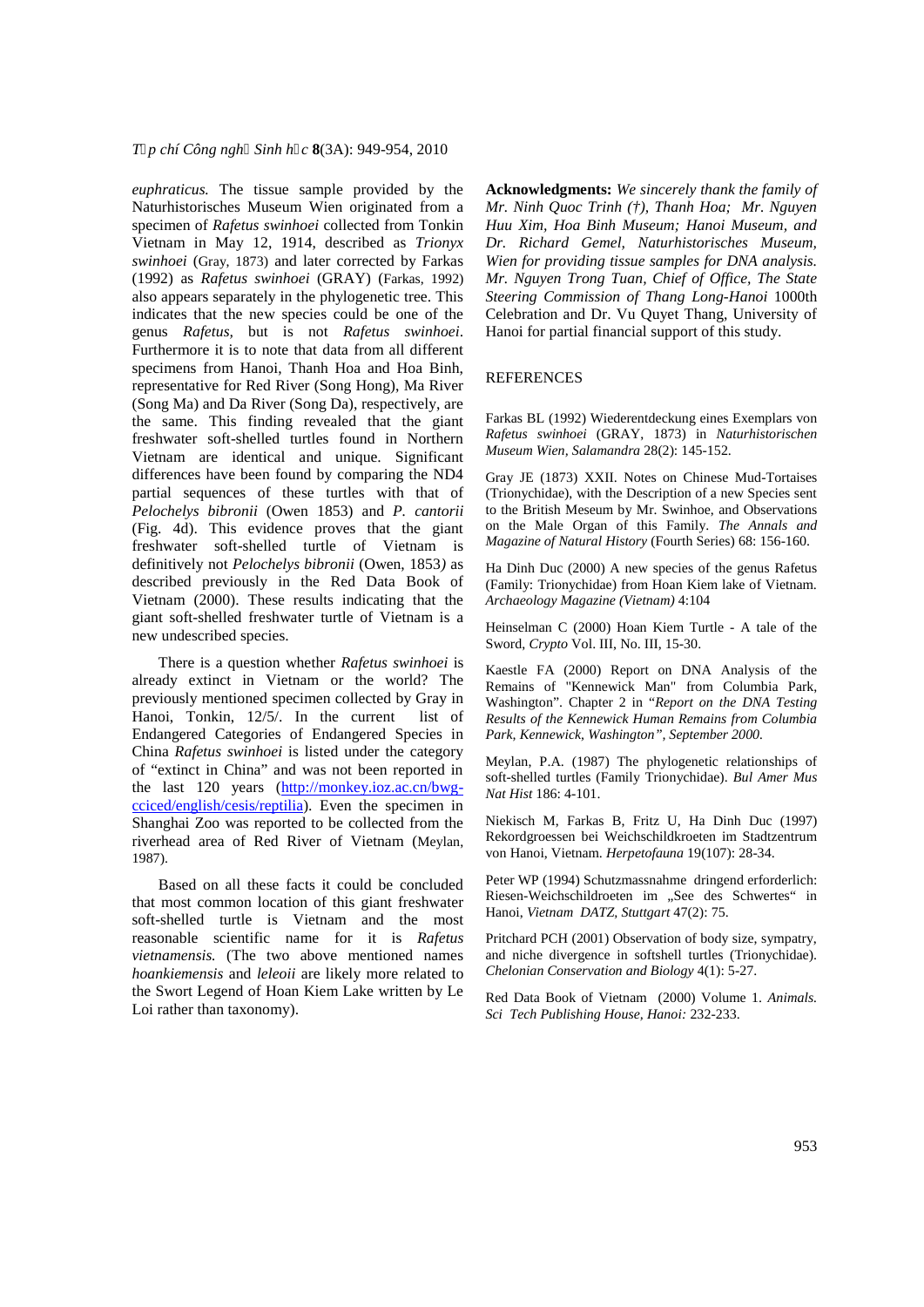*euphraticus.* The tissue sample provided by the Naturhistorisches Museum Wien originated from a specimen of *Rafetus swinhoei* collected from Tonkin Vietnam in May 12, 1914, described as *Trionyx swinhoei* (Gray, 1873) and later corrected by Farkas (1992) as *Rafetus swinhoei* (GRAY) (Farkas, 1992) also appears separately in the phylogenetic tree. This indicates that the new species could be one of the genus *Rafetus,* but is not *Rafetus swinhoei*. Furthermore it is to note that data from all different specimens from Hanoi, Thanh Hoa and Hoa Binh, representative for Red River (Song Hong), Ma River (Song Ma) and Da River (Song Da), respectively, are the same. This finding revealed that the giant freshwater soft-shelled turtles found in Northern Vietnam are identical and unique. Significant differences have been found by comparing the ND4 partial sequences of these turtles with that of *Pelochelys bibronii* (Owen 1853) and *P. cantorii* (Fig. 4d). This evidence proves that the giant freshwater soft-shelled turtle of Vietnam is definitively not *Pelochelys bibronii* (Owen, 1853*)* as described previously in the Red Data Book of Vietnam (2000). These results indicating that the giant soft-shelled freshwater turtle of Vietnam is a new undescribed species.

There is a question whether *Rafetus swinhoei* is already extinct in Vietnam or the world? The previously mentioned specimen collected by Gray in Hanoi, Tonkin, 12/5/. In the current list of Endangered Categories of Endangered Species in China *Rafetus swinhoei* is listed under the category of "extinct in China" and was not been reported in the last 120 years (http://monkey.ioz.ac.cn/bwg-cciced/english/cesis/reptilia). Even the specimen in Shanghai Zoo was reported to be collected from the riverhead area of Red River of Vietnam (Meylan, 1987).

Based on all these facts it could be concluded that most common location of this giant freshwater soft-shelled turtle is Vietnam and the most reasonable scientific name for it is *Rafetus vietnamensis.* (The two above mentioned names *hoankiemensis* and *leleoii* are likely more related to the Swort Legend of Hoan Kiem Lake written by Le Loi rather than taxonomy).

**Acknowledgments:** *We sincerely thank the family of Mr. Ninh Quoc Trinh (†), Thanh Hoa; Mr. Nguyen Huu Xim, Hoa Binh Museum; Hanoi Museum, and Dr. Richard Gemel, Naturhistorisches Museum, Wien for providing tissue samples for DNA analysis. Mr. Nguyen Trong Tuan, Chief of Office, The State Steering Commission of Thang Long-Hanoi* 1000th Celebration and Dr. Vu Quyet Thang, University of Hanoi for partial financial support of this study.

## REFERENCES

Farkas BL (1992) Wiederentdeckung eines Exemplars von *Rafetus swinhoei* (GRAY, 1873) in *Naturhistorischen Museum Wien, Salamandra* 28(2): 145-152.

Gray JE (1873) XXII. Notes on Chinese Mud-Tortaises (Trionychidae), with the Description of a new Species sent to the British Meseum by Mr. Swinhoe, and Observations on the Male Organ of this Family. *The Annals and Magazine of Natural History* (Fourth Series) 68: 156-160.

Ha Dinh Duc (2000) A new species of the genus Rafetus (Family: Trionychidae) from Hoan Kiem lake of Vietnam. *Archaeology Magazine (Vietnam)* 4:104

Heinselman C (2000) Hoan Kiem Turtle - A tale of the Sword, *Crypto* Vol. III, No. III, 15-30.

Kaestle FA (2000) Report on DNA Analysis of the Remains of "Kennewick Man" from Columbia Park, Washington". Chapter 2 in "*Report on the DNA Testing Results of the Kennewick Human Remains from Columbia Park, Kennewick, Washington", September 2000.*

Meylan, P.A. (1987) The phylogenetic relationships of soft-shelled turtles (Family Trionychidae). *Bul Amer Mus Nat Hist* 186: 4-101.

Niekisch M, Farkas B, Fritz U, Ha Dinh Duc (1997) Rekordgroessen bei Weichschildkroeten im Stadtzentrum von Hanoi, Vietnam. *Herpetofauna* 19(107): 28-34.

Peter WP (1994) Schutzmassnahme dringend erforderlich: Riesen-Weichschildroeten im „See des Schwertes" in Hanoi, *Vietnam DATZ, Stuttgart* 47(2): 75.

Pritchard PCH (2001) Observation of body size, sympatry, and niche divergence in softshell turtles (Trionychidae). *Chelonian Conservation and Biology* 4(1): 5-27.

Red Data Book of Vietnam (2000) Volume 1. *Animals. Sci Tech Publishing House, Hanoi:* 232-233.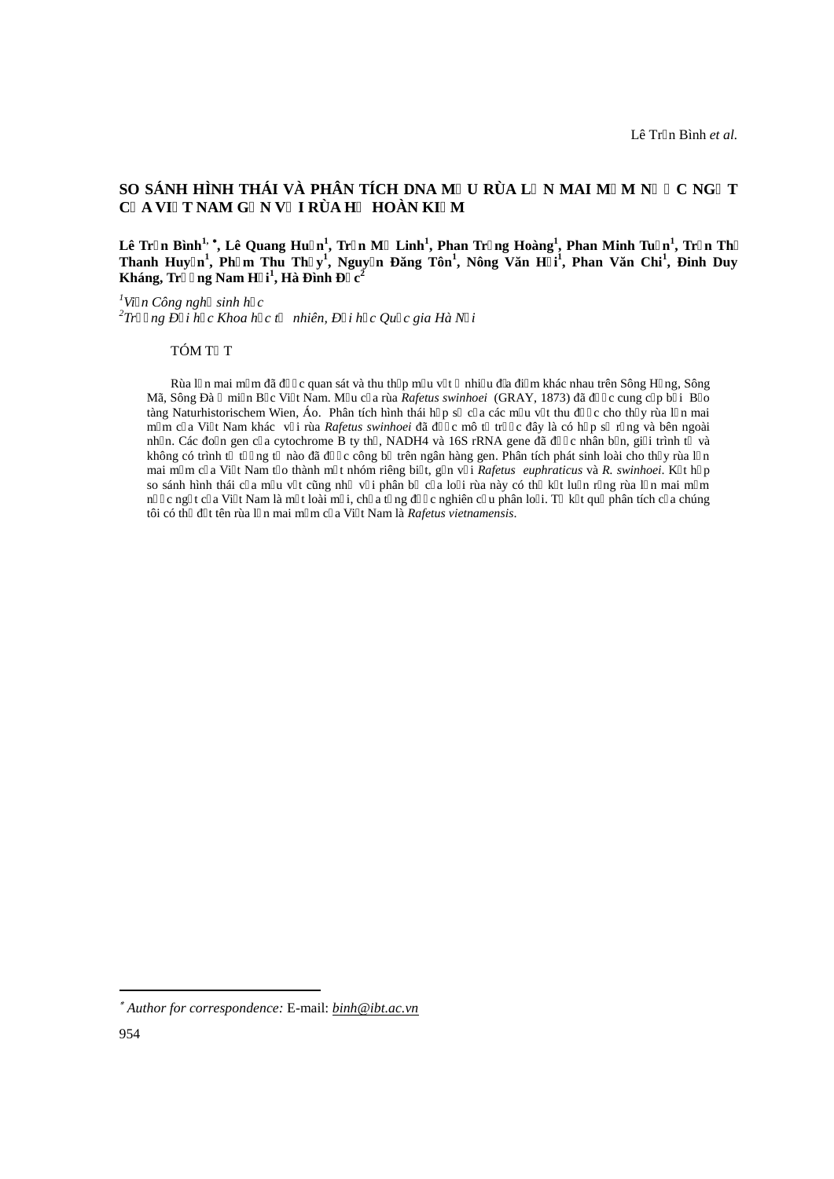# SO SÁNH HÌNH THÁI VÀ PHÂN TÍCH DNA MẪU RÙA LỚN MAI MỀM NƯỚC NGỌT CỦA VIỆT NAM GẦN VỚI RÙA HỒ HOÀN KIẾM

**Lê Trần Bình[1,*], Lê Quang Huấn[1], Trần Mỹ Linh[1], Phan Trọng Hoàng[1], Phan Minh Tuấn[1], Trần Thị Thanh Huyền[1], Phạm Thu Thủy[1], Nguyễn Đăng Tôn[1], Nông Văn Hải[1], Phan Văn Chi[1], Đinh Duy Kháng, Trương Nam Hải[1], Hà Đình Đức[2]**

[1]*Viện Công nghệ sinh học*
[2]*Trường Đại học Khoa học tự nhiên, Đại học Quốc gia Hà Nội*

## TÓM TẮT

Rùa lớn mai mềm đã được quan sát và thu thập mẫu vật ở nhiều địa điểm khác nhau trên Sông Hồng, Sông Mã, Sông Đà ở miền Bắc Việt Nam. Mẫu của rùa *Rafetus swinhoei* (GRAY, 1873) đã được cung cấp bởi Bảo tàng Naturhistorischem Wien, Áo. Phân tích hình thái hộp sọ của các mẫu vật thu được cho thấy rùa lớn mai mềm của Việt Nam khác với rùa *Rafetus swinhoei* đã được mô tả trước đây là có hộp sọ rộng và bên ngoài nhẵn. Các đoạn gen của cytochrome B ty thể, NADH4 và 16S rRNA gene đã được nhân bản, giải trình tự và không có trình tự tương tự nào đã được công bố trên ngân hàng gen. Phân tích phát sinh loài cho thấy rùa lớn mai mềm của Việt Nam tạo thành một nhóm riêng biệt, gần với *Rafetus euphraticus* và *R. swinhoei*. Kết hợp so sánh hình thái của mẫu vật cũng như với phân bố của loài rùa này có thể kết luận rằng rùa lớn mai mềm nước ngọt của Việt Nam là một loài mới, chưa từng được nghiên cứu phân loại. Từ kết quả phân tích của chúng tôi có thể đặt tên rùa lớn mai mềm của Việt Nam là *Rafetus vietnamensis*.

---

[*] *Author for correspondence:* E-mail: binh@ibt.ac.vn